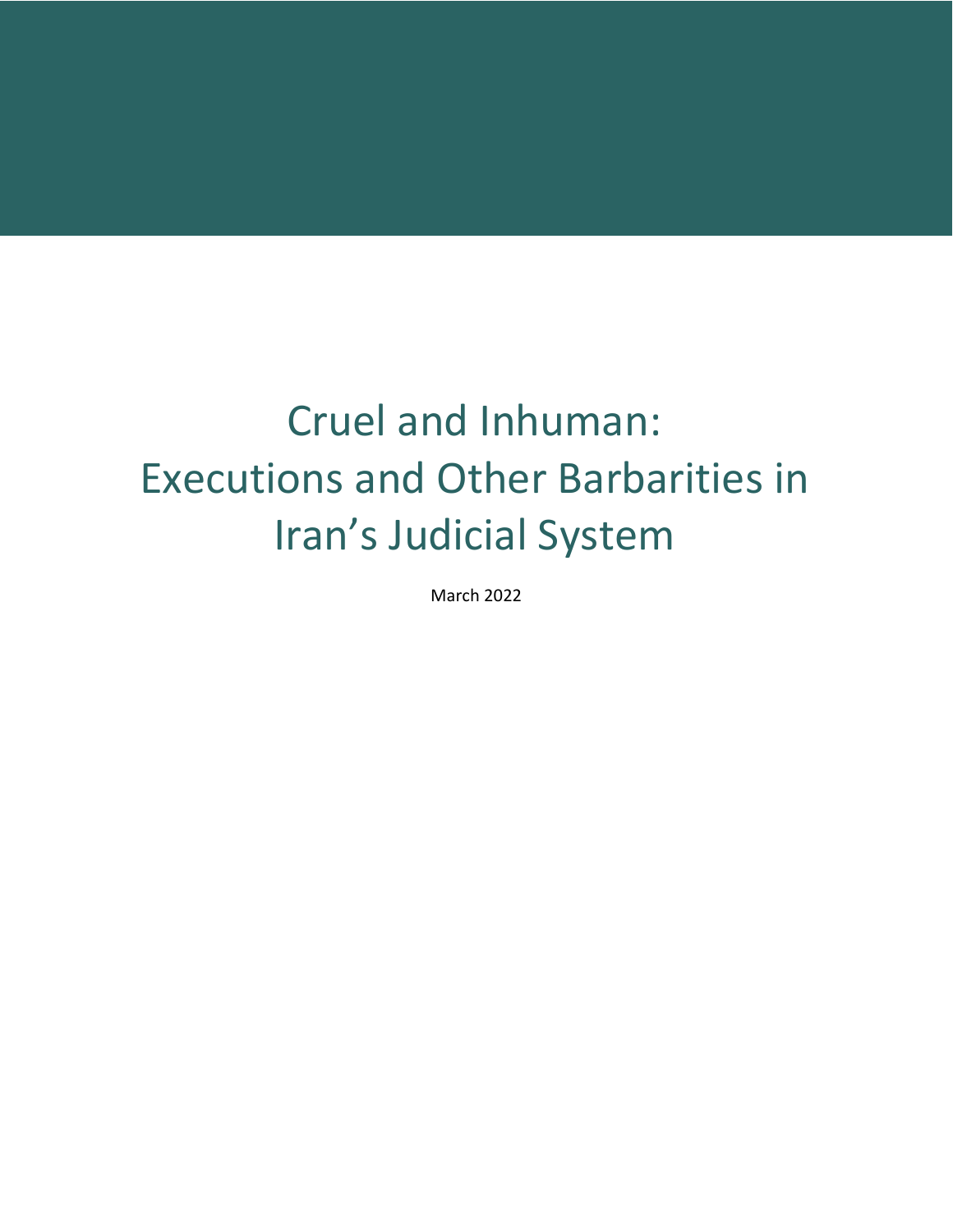# Cruel and Inhuman: Executions and Other Barbarities in Iran's Judicial System

March 2022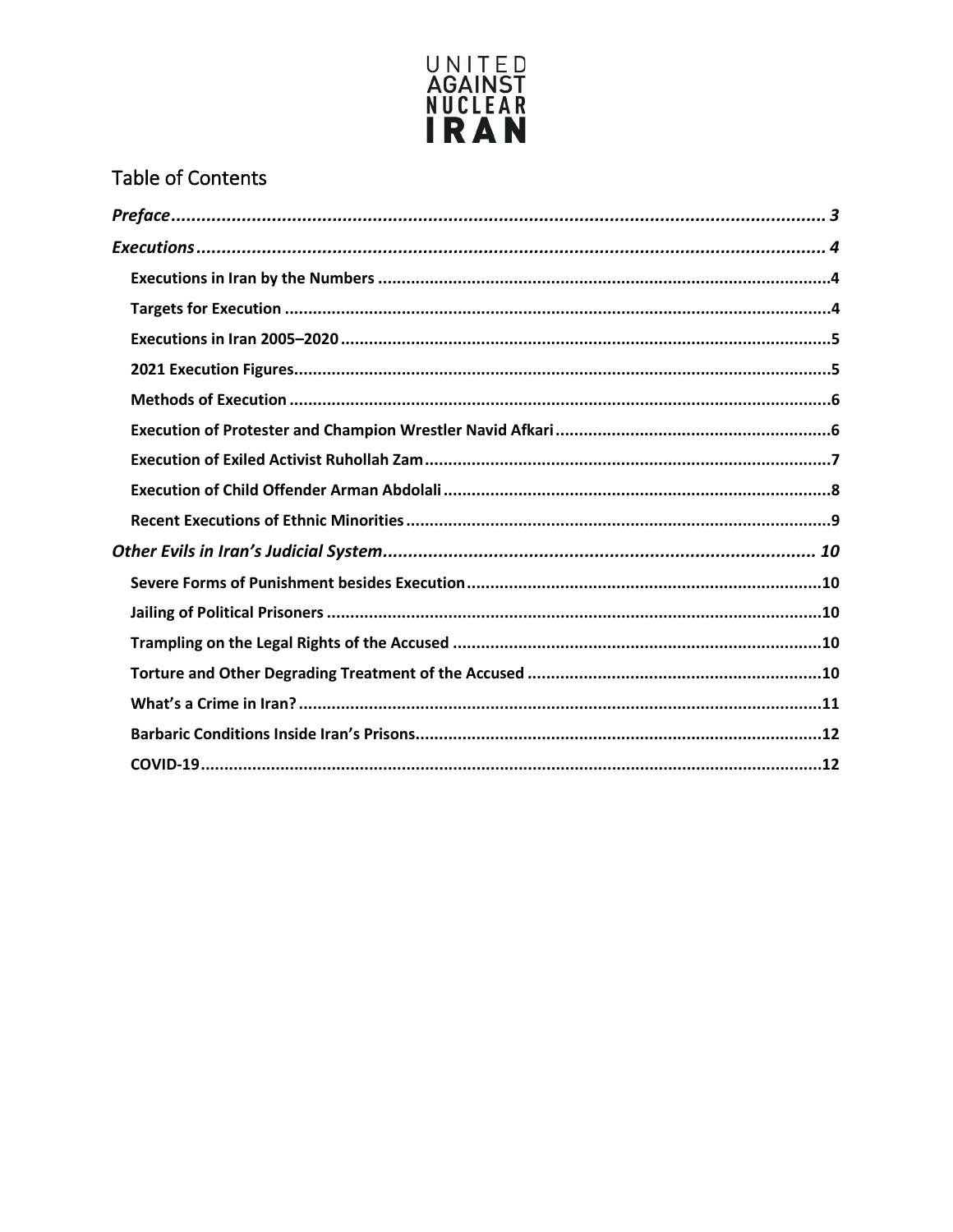UNITED AGAINST NUCLEAR IRAN

# Table of Contents

***Preface*** ... **3**

***Executions*** ... **4**

- **Executions in Iran by the Numbers** ... **4**
- **Targets for Execution** ... **4**
- **Executions in Iran 2005–2020** ... **5**
- **2021 Execution Figures** ... **5**
- **Methods of Execution** ... **6**
- **Execution of Protester and Champion Wrestler Navid Afkari** ... **6**
- **Execution of Exiled Activist Ruhollah Zam** ... **7**
- **Execution of Child Offender Arman Abdolali** ... **8**
- **Recent Executions of Ethnic Minorities** ... **9**

***Other Evils in Iran's Judicial System*** ... **10**

- **Severe Forms of Punishment besides Execution** ... **10**
- **Jailing of Political Prisoners** ... **10**
- **Trampling on the Legal Rights of the Accused** ... **10**
- **Torture and Other Degrading Treatment of the Accused** ... **10**
- **What's a Crime in Iran?** ... **11**
- **Barbaric Conditions Inside Iran's Prisons** ... **12**
- **COVID-19** ... **12**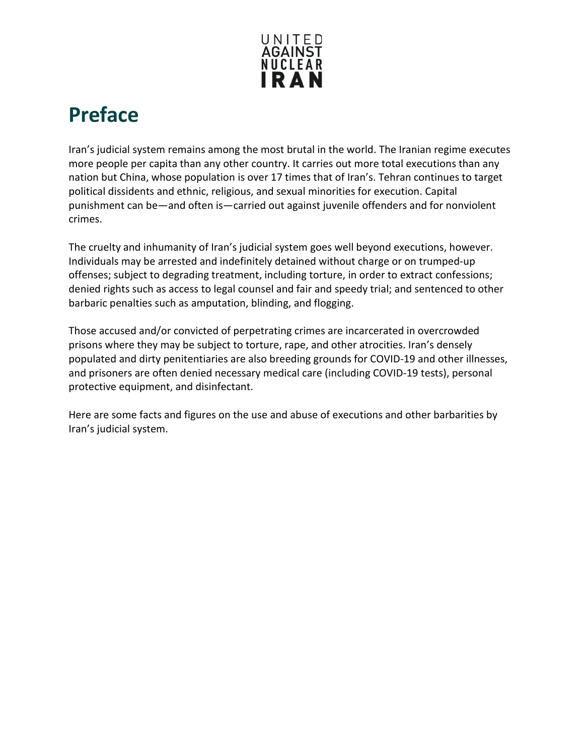# Preface

Iran's judicial system remains among the most brutal in the world. The Iranian regime executes more people per capita than any other country. It carries out more total executions than any nation but China, whose population is over 17 times that of Iran's. Tehran continues to target political dissidents and ethnic, religious, and sexual minorities for execution. Capital punishment can be—and often is—carried out against juvenile offenders and for nonviolent crimes.

The cruelty and inhumanity of Iran's judicial system goes well beyond executions, however. Individuals may be arrested and indefinitely detained without charge or on trumped-up offenses; subject to degrading treatment, including torture, in order to extract confessions; denied rights such as access to legal counsel and fair and speedy trial; and sentenced to other barbaric penalties such as amputation, blinding, and flogging.

Those accused and/or convicted of perpetrating crimes are incarcerated in overcrowded prisons where they may be subject to torture, rape, and other atrocities. Iran's densely populated and dirty penitentiaries are also breeding grounds for COVID-19 and other illnesses, and prisoners are often denied necessary medical care (including COVID-19 tests), personal protective equipment, and disinfectant.

Here are some facts and figures on the use and abuse of executions and other barbarities by Iran's judicial system.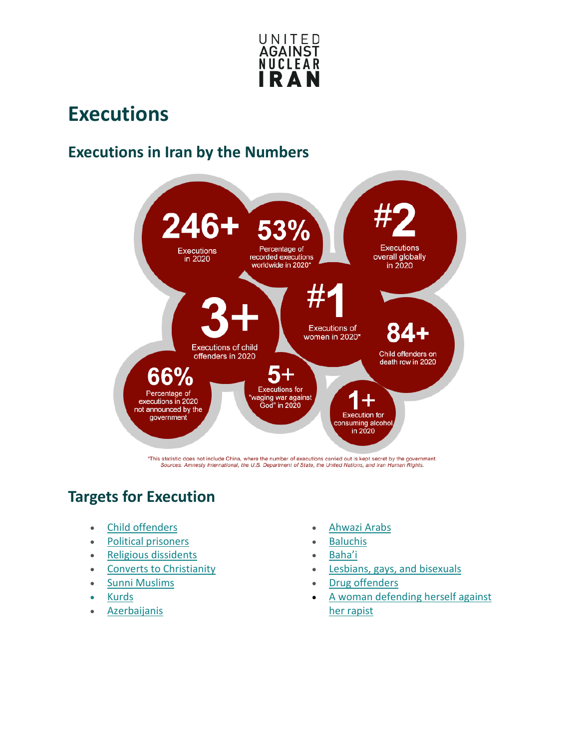# Executions

## Executions in Iran by the Numbers

**246+** Executions in 2020

**53%** Percentage of recorded executions worldwide in 2020*

**#2** Executions overall globally in 2020

**3+** Executions of child offenders in 2020

**#1** Executions of women in 2020*

**84+** Child offenders on death row in 2020

**66%** Percentage of executions in 2020 not announced by the government

**5+** Executions for "waging war against God" in 2020

**1+** Execution for consuming alcohol in 2020

*This statistic does not include China, where the number of executions carried out is kept secret by the government.
*Sources: Amnesty International, the U.S. Department of State, the United Nations, and Iran Human Rights.*

## Targets for Execution

- Child offenders
- Political prisoners
- Religious dissidents
- Converts to Christianity
- Sunni Muslims
- Kurds
- Azerbaijanis
- Ahwazi Arabs
- Baluchis
- Baha'i
- Lesbians, gays, and bisexuals
- Drug offenders
- A woman defending herself against her rapist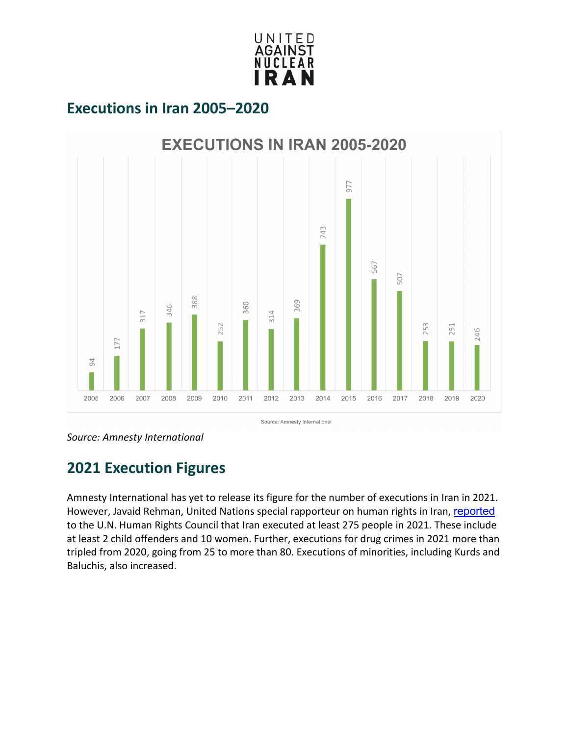## Executions in Iran 2005–2020

EXECUTIONS IN IRAN 2005-2020

| Year | Executions |
|---|---|
| 2005 | 94 |
| 2006 | 177 |
| 2007 | 317 |
| 2008 | 346 |
| 2009 | 388 |
| 2010 | 252 |
| 2011 | 360 |
| 2012 | 314 |
| 2013 | 369 |
| 2014 | 743 |
| 2015 | 977 |
| 2016 | 567 |
| 2017 | 507 |
| 2018 | 253 |
| 2019 | 251 |
| 2020 | 246 |

Source: Amnesty International

*Source: Amnesty International*

## 2021 Execution Figures

Amnesty International has yet to release its figure for the number of executions in Iran in 2021. However, Javaid Rehman, United Nations special rapporteur on human rights in Iran, reported to the U.N. Human Rights Council that Iran executed at least 275 people in 2021. These include at least 2 child offenders and 10 women. Further, executions for drug crimes in 2021 more than tripled from 2020, going from 25 to more than 80. Executions of minorities, including Kurds and Baluchis, also increased.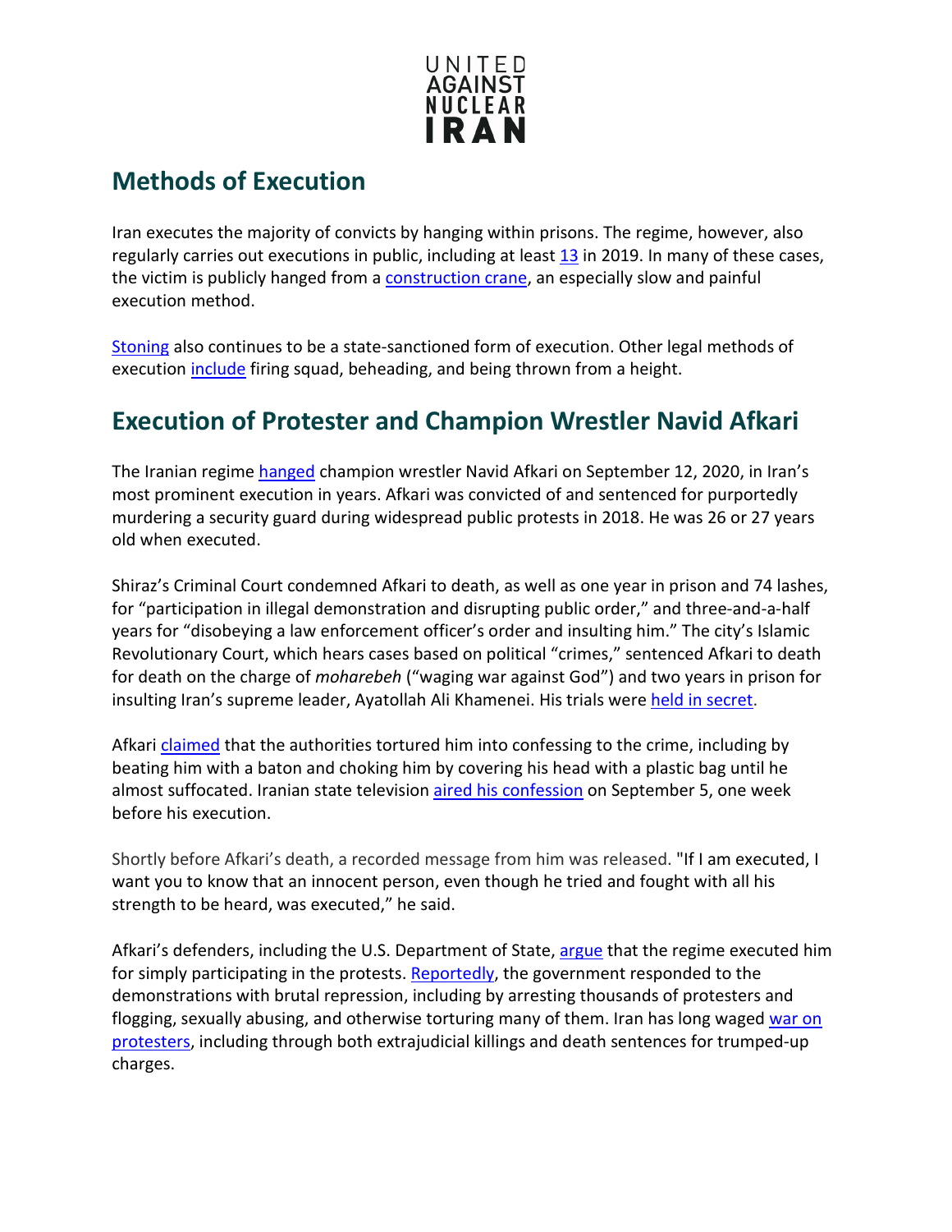## Methods of Execution

Iran executes the majority of convicts by hanging within prisons. The regime, however, also regularly carries out executions in public, including at least 13 in 2019. In many of these cases, the victim is publicly hanged from a construction crane, an especially slow and painful execution method.

Stoning also continues to be a state-sanctioned form of execution. Other legal methods of execution include firing squad, beheading, and being thrown from a height.

## Execution of Protester and Champion Wrestler Navid Afkari

The Iranian regime hanged champion wrestler Navid Afkari on September 12, 2020, in Iran's most prominent execution in years. Afkari was convicted of and sentenced for purportedly murdering a security guard during widespread public protests in 2018. He was 26 or 27 years old when executed.

Shiraz's Criminal Court condemned Afkari to death, as well as one year in prison and 74 lashes, for "participation in illegal demonstration and disrupting public order," and three-and-a-half years for "disobeying a law enforcement officer's order and insulting him." The city's Islamic Revolutionary Court, which hears cases based on political "crimes," sentenced Afkari to death for death on the charge of *moharebeh* ("waging war against God") and two years in prison for insulting Iran's supreme leader, Ayatollah Ali Khamenei. His trials were held in secret.

Afkari claimed that the authorities tortured him into confessing to the crime, including by beating him with a baton and choking him by covering his head with a plastic bag until he almost suffocated. Iranian state television aired his confession on September 5, one week before his execution.

Shortly before Afkari's death, a recorded message from him was released. "If I am executed, I want you to know that an innocent person, even though he tried and fought with all his strength to be heard, was executed," he said.

Afkari's defenders, including the U.S. Department of State, argue that the regime executed him for simply participating in the protests. Reportedly, the government responded to the demonstrations with brutal repression, including by arresting thousands of protesters and flogging, sexually abusing, and otherwise torturing many of them. Iran has long waged war on protesters, including through both extrajudicial killings and death sentences for trumped-up charges.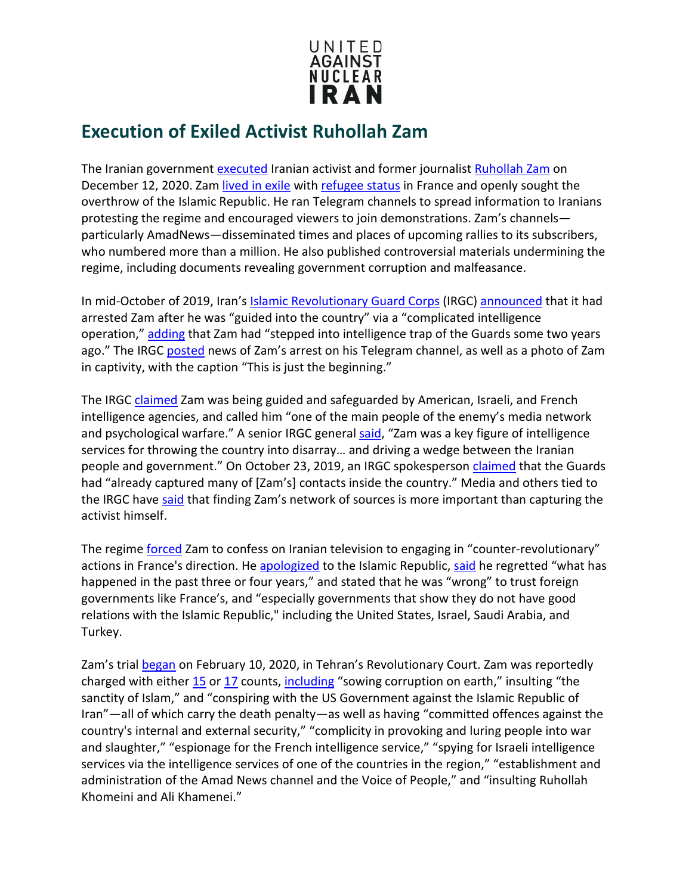UNITED AGAINST NUCLEAR IRAN

## Execution of Exiled Activist Ruhollah Zam

The Iranian government executed Iranian activist and former journalist Ruhollah Zam on December 12, 2020. Zam lived in exile with refugee status in France and openly sought the overthrow of the Islamic Republic. He ran Telegram channels to spread information to Iranians protesting the regime and encouraged viewers to join demonstrations. Zam's channels—particularly AmadNews—disseminated times and places of upcoming rallies to its subscribers, who numbered more than a million. He also published controversial materials undermining the regime, including documents revealing government corruption and malfeasance.

In mid-October of 2019, Iran's Islamic Revolutionary Guard Corps (IRGC) announced that it had arrested Zam after he was "guided into the country" via a "complicated intelligence operation," adding that Zam had "stepped into intelligence trap of the Guards some two years ago." The IRGC posted news of Zam's arrest on his Telegram channel, as well as a photo of Zam in captivity, with the caption "This is just the beginning."

The IRGC claimed Zam was being guided and safeguarded by American, Israeli, and French intelligence agencies, and called him "one of the main people of the enemy's media network and psychological warfare." A senior IRGC general said, "Zam was a key figure of intelligence services for throwing the country into disarray… and driving a wedge between the Iranian people and government." On October 23, 2019, an IRGC spokesperson claimed that the Guards had "already captured many of [Zam's] contacts inside the country." Media and others tied to the IRGC have said that finding Zam's network of sources is more important than capturing the activist himself.

The regime forced Zam to confess on Iranian television to engaging in "counter-revolutionary" actions in France's direction. He apologized to the Islamic Republic, said he regretted "what has happened in the past three or four years," and stated that he was "wrong" to trust foreign governments like France's, and "especially governments that show they do not have good relations with the Islamic Republic," including the United States, Israel, Saudi Arabia, and Turkey.

Zam's trial began on February 10, 2020, in Tehran's Revolutionary Court. Zam was reportedly charged with either 15 or 17 counts, including "sowing corruption on earth," insulting "the sanctity of Islam," and "conspiring with the US Government against the Islamic Republic of Iran"—all of which carry the death penalty—as well as having "committed offences against the country's internal and external security," "complicity in provoking and luring people into war and slaughter," "espionage for the French intelligence service," "spying for Israeli intelligence services via the intelligence services of one of the countries in the region," "establishment and administration of the Amad News channel and the Voice of People," and "insulting Ruhollah Khomeini and Ali Khamenei."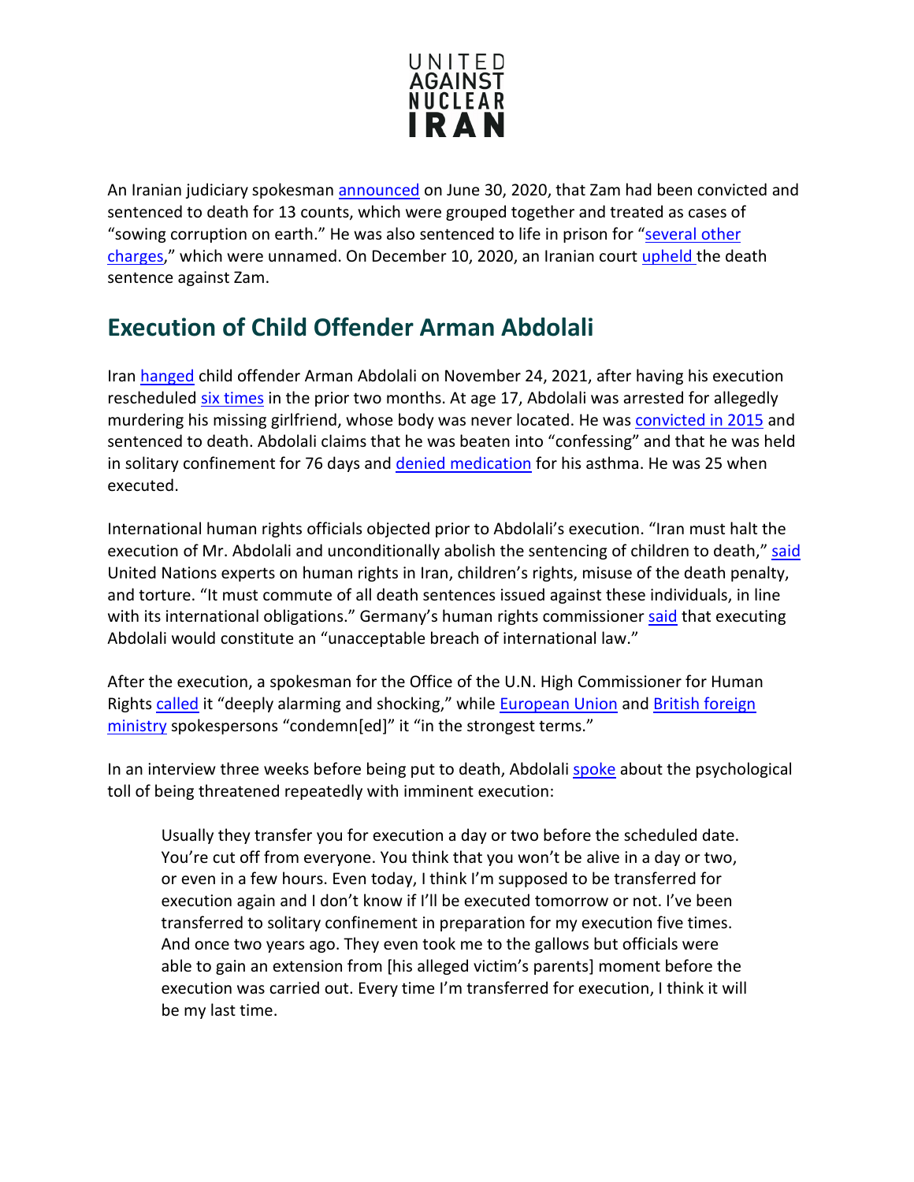An Iranian judiciary spokesman announced on June 30, 2020, that Zam had been convicted and sentenced to death for 13 counts, which were grouped together and treated as cases of “sowing corruption on earth.” He was also sentenced to life in prison for “several other charges,” which were unnamed. On December 10, 2020, an Iranian court upheld the death sentence against Zam.

## Execution of Child Offender Arman Abdolali

Iran hanged child offender Arman Abdolali on November 24, 2021, after having his execution rescheduled six times in the prior two months. At age 17, Abdolali was arrested for allegedly murdering his missing girlfriend, whose body was never located. He was convicted in 2015 and sentenced to death. Abdolali claims that he was beaten into “confessing” and that he was held in solitary confinement for 76 days and denied medication for his asthma. He was 25 when executed.

International human rights officials objected prior to Abdolali’s execution. “Iran must halt the execution of Mr. Abdolali and unconditionally abolish the sentencing of children to death,” said United Nations experts on human rights in Iran, children’s rights, misuse of the death penalty, and torture. “It must commute of all death sentences issued against these individuals, in line with its international obligations.” Germany’s human rights commissioner said that executing Abdolali would constitute an “unacceptable breach of international law.”

After the execution, a spokesman for the Office of the U.N. High Commissioner for Human Rights called it “deeply alarming and shocking,” while European Union and British foreign ministry spokespersons “condemn[ed]” it “in the strongest terms.”

In an interview three weeks before being put to death, Abdolali spoke about the psychological toll of being threatened repeatedly with imminent execution:

> Usually they transfer you for execution a day or two before the scheduled date. You’re cut off from everyone. You think that you won’t be alive in a day or two, or even in a few hours. Even today, I think I’m supposed to be transferred for execution again and I don’t know if I’ll be executed tomorrow or not. I’ve been transferred to solitary confinement in preparation for my execution five times. And once two years ago. They even took me to the gallows but officials were able to gain an extension from [his alleged victim’s parents] moment before the execution was carried out. Every time I’m transferred for execution, I think it will be my last time.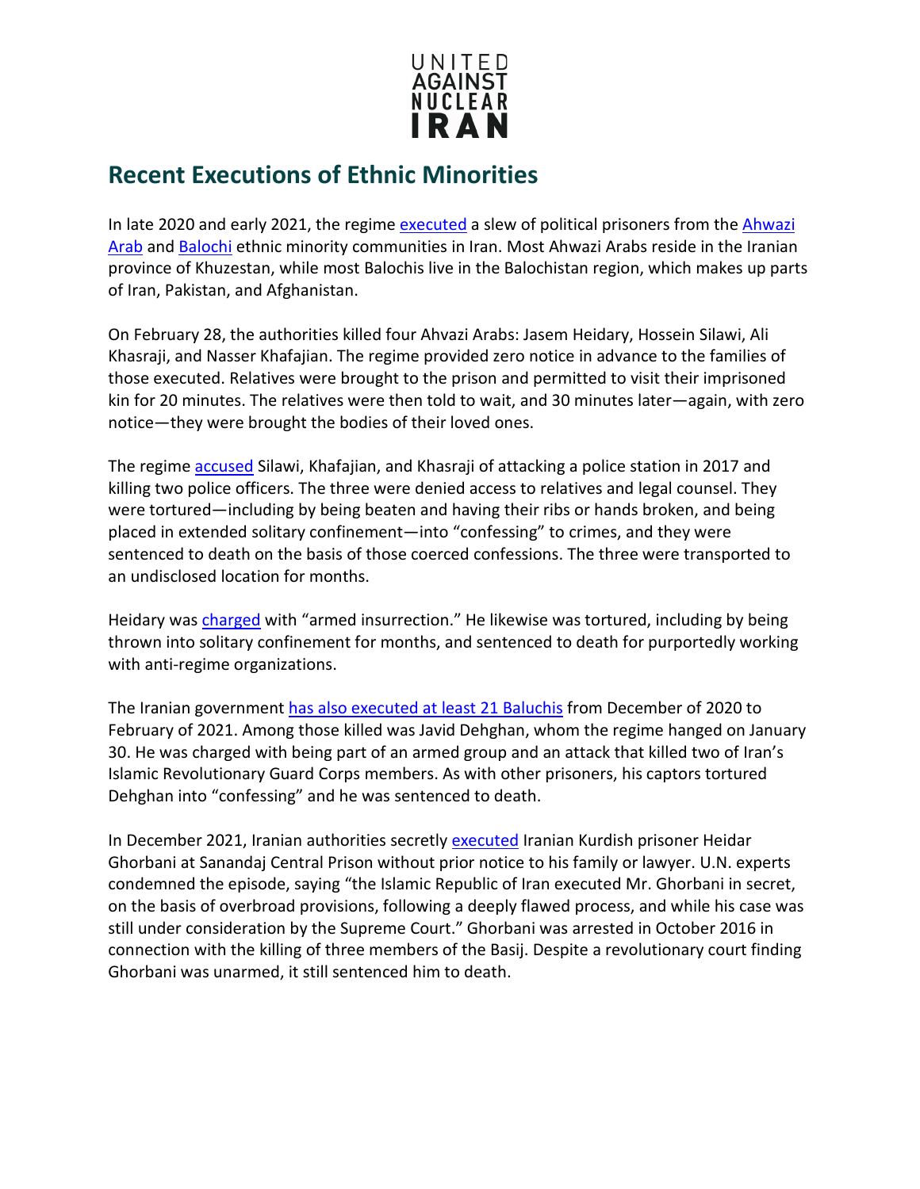## Recent Executions of Ethnic Minorities

In late 2020 and early 2021, the regime executed a slew of political prisoners from the Ahwazi Arab and Balochi ethnic minority communities in Iran. Most Ahwazi Arabs reside in the Iranian province of Khuzestan, while most Balochis live in the Balochistan region, which makes up parts of Iran, Pakistan, and Afghanistan.

On February 28, the authorities killed four Ahvazi Arabs: Jasem Heidary, Hossein Silawi, Ali Khasraji, and Nasser Khafajian. The regime provided zero notice in advance to the families of those executed. Relatives were brought to the prison and permitted to visit their imprisoned kin for 20 minutes. The relatives were then told to wait, and 30 minutes later—again, with zero notice—they were brought the bodies of their loved ones.

The regime accused Silawi, Khafajian, and Khasraji of attacking a police station in 2017 and killing two police officers. The three were denied access to relatives and legal counsel. They were tortured—including by being beaten and having their ribs or hands broken, and being placed in extended solitary confinement—into "confessing" to crimes, and they were sentenced to death on the basis of those coerced confessions. The three were transported to an undisclosed location for months.

Heidary was charged with "armed insurrection." He likewise was tortured, including by being thrown into solitary confinement for months, and sentenced to death for purportedly working with anti-regime organizations.

The Iranian government has also executed at least 21 Baluchis from December of 2020 to February of 2021. Among those killed was Javid Dehghan, whom the regime hanged on January 30. He was charged with being part of an armed group and an attack that killed two of Iran's Islamic Revolutionary Guard Corps members. As with other prisoners, his captors tortured Dehghan into "confessing" and he was sentenced to death.

In December 2021, Iranian authorities secretly executed Iranian Kurdish prisoner Heidar Ghorbani at Sanandaj Central Prison without prior notice to his family or lawyer. U.N. experts condemned the episode, saying "the Islamic Republic of Iran executed Mr. Ghorbani in secret, on the basis of overbroad provisions, following a deeply flawed process, and while his case was still under consideration by the Supreme Court." Ghorbani was arrested in October 2016 in connection with the killing of three members of the Basij. Despite a revolutionary court finding Ghorbani was unarmed, it still sentenced him to death.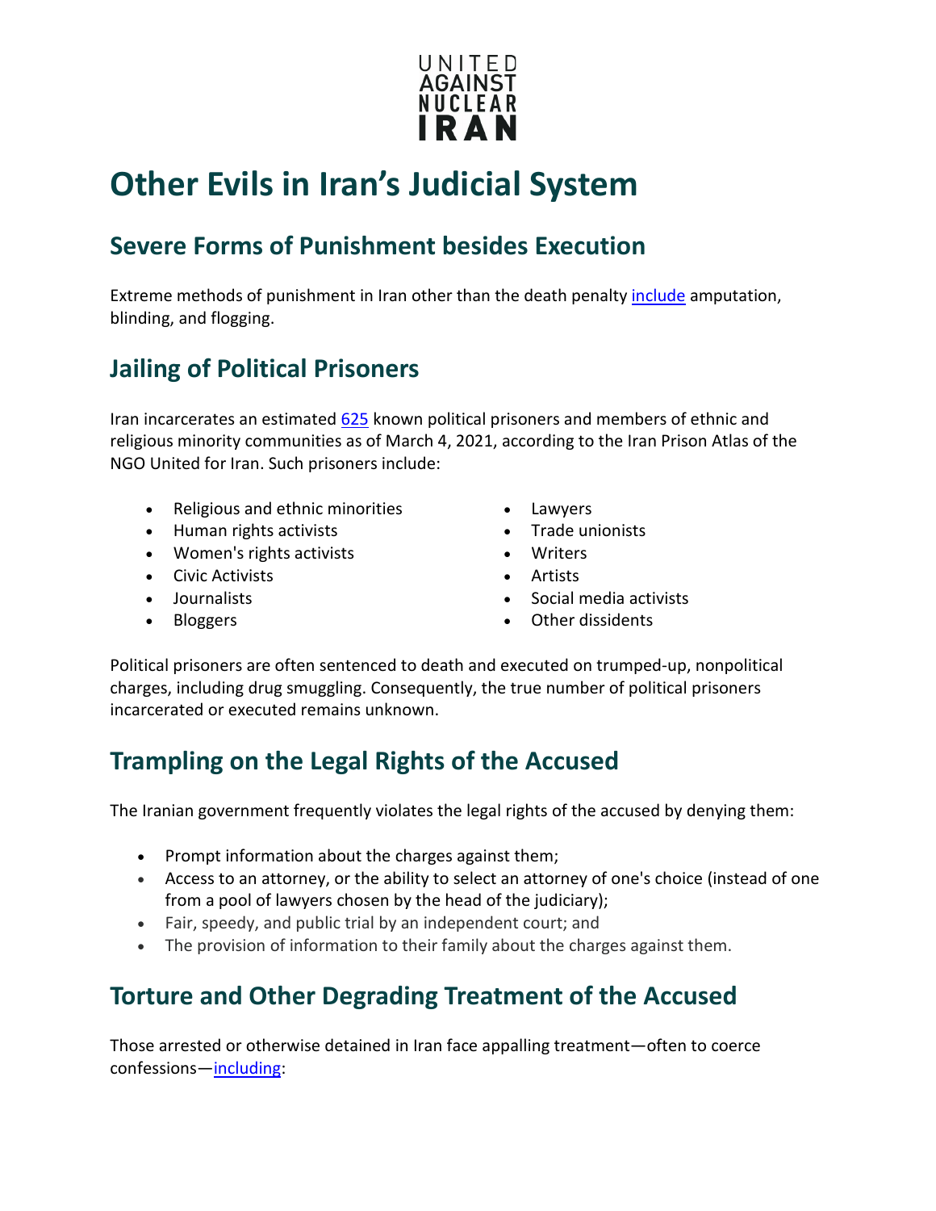UNITED AGAINST NUCLEAR IRAN

# Other Evils in Iran's Judicial System

## Severe Forms of Punishment besides Execution

Extreme methods of punishment in Iran other than the death penalty include amputation, blinding, and flogging.

## Jailing of Political Prisoners

Iran incarcerates an estimated 625 known political prisoners and members of ethnic and religious minority communities as of March 4, 2021, according to the Iran Prison Atlas of the NGO United for Iran. Such prisoners include:

- Religious and ethnic minorities
- Human rights activists
- Women's rights activists
- Civic Activists
- Journalists
- Bloggers
- Lawyers
- Trade unionists
- Writers
- Artists
- Social media activists
- Other dissidents

Political prisoners are often sentenced to death and executed on trumped-up, nonpolitical charges, including drug smuggling. Consequently, the true number of political prisoners incarcerated or executed remains unknown.

## Trampling on the Legal Rights of the Accused

The Iranian government frequently violates the legal rights of the accused by denying them:

- Prompt information about the charges against them;
- Access to an attorney, or the ability to select an attorney of one's choice (instead of one from a pool of lawyers chosen by the head of the judiciary);
- Fair, speedy, and public trial by an independent court; and
- The provision of information to their family about the charges against them.

## Torture and Other Degrading Treatment of the Accused

Those arrested or otherwise detained in Iran face appalling treatment—often to coerce confessions—including: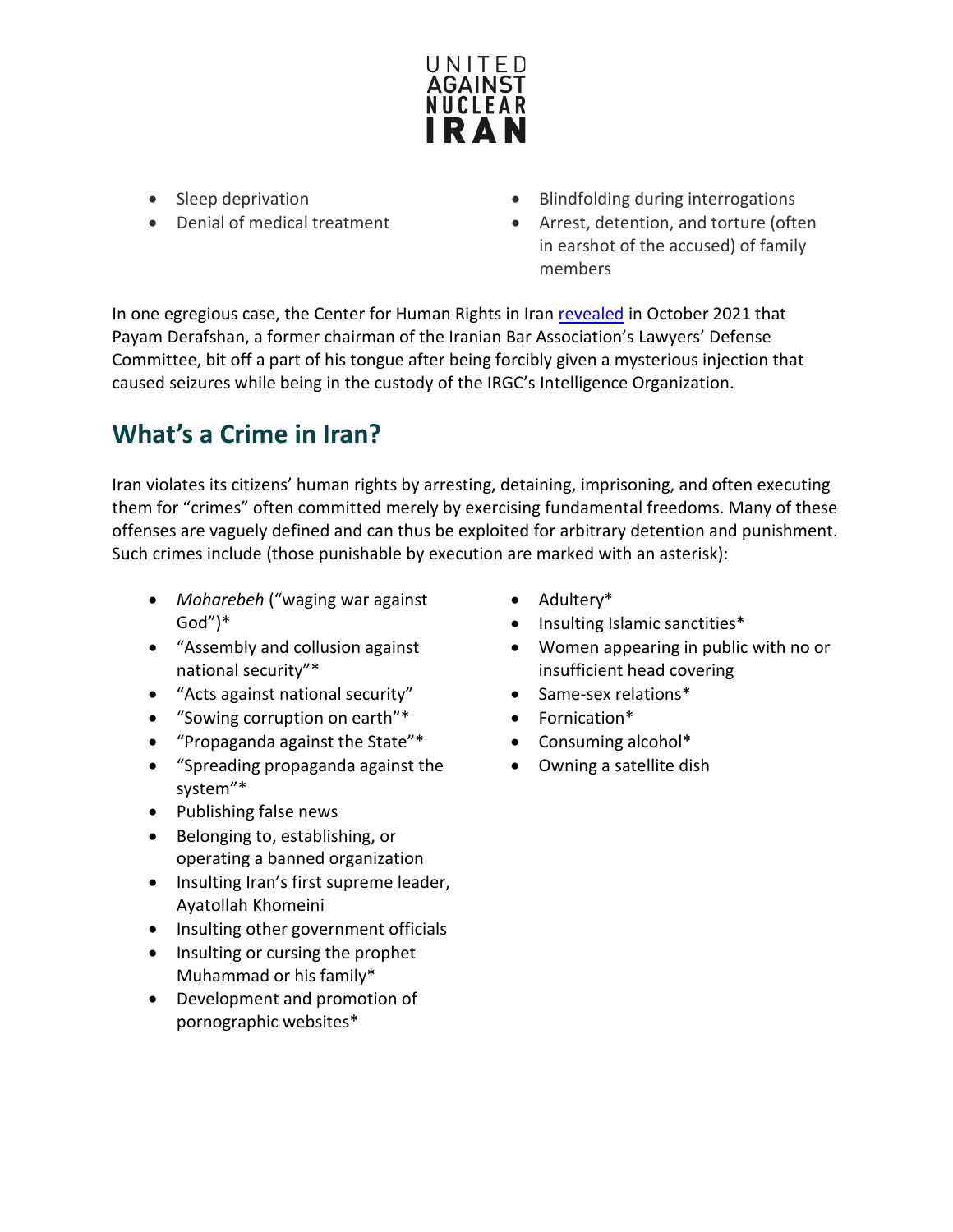- Sleep deprivation
- Denial of medical treatment
- Blindfolding during interrogations
- Arrest, detention, and torture (often in earshot of the accused) of family members

In one egregious case, the Center for Human Rights in Iran revealed in October 2021 that Payam Derafshan, a former chairman of the Iranian Bar Association's Lawyers' Defense Committee, bit off a part of his tongue after being forcibly given a mysterious injection that caused seizures while being in the custody of the IRGC's Intelligence Organization.

## What's a Crime in Iran?

Iran violates its citizens' human rights by arresting, detaining, imprisoning, and often executing them for "crimes" often committed merely by exercising fundamental freedoms. Many of these offenses are vaguely defined and can thus be exploited for arbitrary detention and punishment. Such crimes include (those punishable by execution are marked with an asterisk):

- *Moharebeh* ("waging war against God")*
- "Assembly and collusion against national security"*
- "Acts against national security"
- "Sowing corruption on earth"*
- "Propaganda against the State"*
- "Spreading propaganda against the system"*
- Publishing false news
- Belonging to, establishing, or operating a banned organization
- Insulting Iran's first supreme leader, Ayatollah Khomeini
- Insulting other government officials
- Insulting or cursing the prophet Muhammad or his family*
- Development and promotion of pornographic websites*
- Adultery*
- Insulting Islamic sanctities*
- Women appearing in public with no or insufficient head covering
- Same-sex relations*
- Fornication*
- Consuming alcohol*
- Owning a satellite dish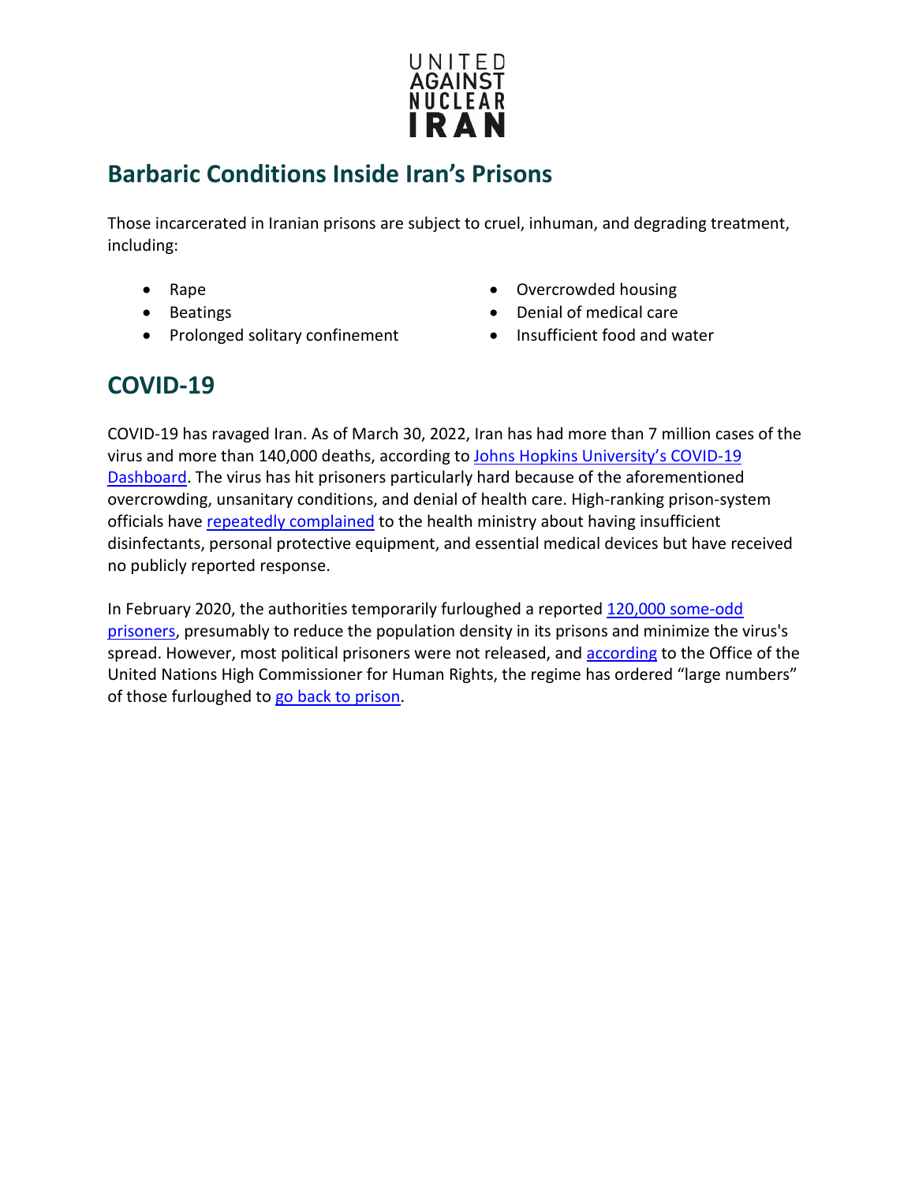UNITED AGAINST NUCLEAR IRAN

## Barbaric Conditions Inside Iran's Prisons

Those incarcerated in Iranian prisons are subject to cruel, inhuman, and degrading treatment, including:

- Rape
- Beatings
- Prolonged solitary confinement
- Overcrowded housing
- Denial of medical care
- Insufficient food and water

## COVID-19

COVID-19 has ravaged Iran. As of March 30, 2022, Iran has had more than 7 million cases of the virus and more than 140,000 deaths, according to Johns Hopkins University's COVID-19 Dashboard. The virus has hit prisoners particularly hard because of the aforementioned overcrowding, unsanitary conditions, and denial of health care. High-ranking prison-system officials have repeatedly complained to the health ministry about having insufficient disinfectants, personal protective equipment, and essential medical devices but have received no publicly reported response.

In February 2020, the authorities temporarily furloughed a reported 120,000 some-odd prisoners, presumably to reduce the population density in its prisons and minimize the virus's spread. However, most political prisoners were not released, and according to the Office of the United Nations High Commissioner for Human Rights, the regime has ordered "large numbers" of those furloughed to go back to prison.